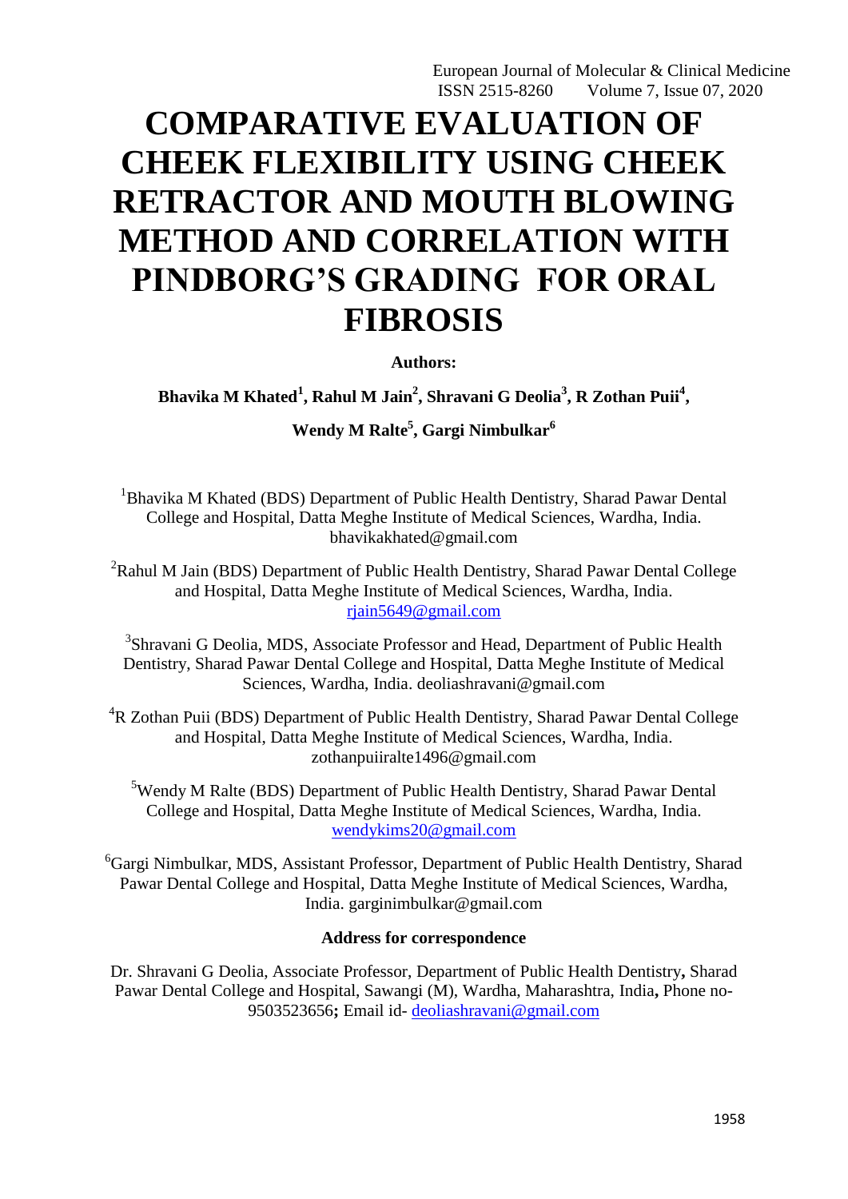# COMPARATIVE EVALUATION OF CHEEK FLEXIBILITY USING CHEEK RETRACTOR AND MOUTH BLOWING METHOD AND CORRELATION WITH PINDBORG'S GRADING FOR ORAL FIBROSIS

**Authors:**

**Bhavika M Khated[1], Rahul M Jain[2], Shravani G Deolia[3], R Zothan Puii[4], Wendy M Ralte[5], Gargi Nimbulkar[6]**

[1]Bhavika M Khated (BDS) Department of Public Health Dentistry, Sharad Pawar Dental College and Hospital, Datta Meghe Institute of Medical Sciences, Wardha, India. bhavikakhated@gmail.com

[2]Rahul M Jain (BDS) Department of Public Health Dentistry, Sharad Pawar Dental College and Hospital, Datta Meghe Institute of Medical Sciences, Wardha, India. rjain5649@gmail.com

[3]Shravani G Deolia, MDS, Associate Professor and Head, Department of Public Health Dentistry, Sharad Pawar Dental College and Hospital, Datta Meghe Institute of Medical Sciences, Wardha, India. deoliashravani@gmail.com

[4]R Zothan Puii (BDS) Department of Public Health Dentistry, Sharad Pawar Dental College and Hospital, Datta Meghe Institute of Medical Sciences, Wardha, India. zothanpuiiralte1496@gmail.com

[5]Wendy M Ralte (BDS) Department of Public Health Dentistry, Sharad Pawar Dental College and Hospital, Datta Meghe Institute of Medical Sciences, Wardha, India. wendykims20@gmail.com

[6]Gargi Nimbulkar, MDS, Assistant Professor, Department of Public Health Dentistry, Sharad Pawar Dental College and Hospital, Datta Meghe Institute of Medical Sciences, Wardha, India. garginimbulkar@gmail.com

**Address for correspondence**

Dr. Shravani G Deolia, Associate Professor, Department of Public Health Dentistry**,** Sharad Pawar Dental College and Hospital, Sawangi (M), Wardha, Maharashtra, India**,** Phone no- 9503523656**;** Email id- deoliashravani@gmail.com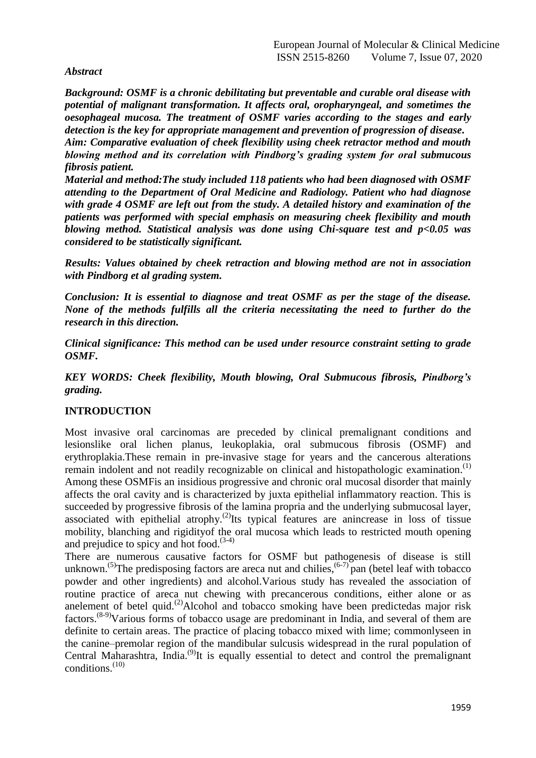***Abstract***

***Background: OSMF is a chronic debilitating but preventable and curable oral disease with potential of malignant transformation. It affects oral, oropharyngeal, and sometimes the oesophageal mucosa. The treatment of OSMF varies according to the stages and early detection is the key for appropriate management and prevention of progression of disease.***
***Aim: Comparative evaluation of cheek flexibility using cheek retractor method and mouth blowing method and its correlation with Pindborg's grading system for oral submucous fibrosis patient.***
***Material and method:The study included 118 patients who had been diagnosed with OSMF attending to the Department of Oral Medicine and Radiology. Patient who had diagnose with grade 4 OSMF are left out from the study. A detailed history and examination of the patients was performed with special emphasis on measuring cheek flexibility and mouth blowing method. Statistical analysis was done using Chi-square test and $p<0.05$ was considered to be statistically significant.***

***Results: Values obtained by cheek retraction and blowing method are not in association with Pindborg et al grading system.***

***Conclusion: It is essential to diagnose and treat OSMF as per the stage of the disease. None of the methods fulfills all the criteria necessitating the need to further do the research in this direction.***

***Clinical significance: This method can be used under resource constraint setting to grade OSMF.***

***KEY WORDS: Cheek flexibility, Mouth blowing, Oral Submucous fibrosis, Pindborg's grading.***

## INTRODUCTION

Most invasive oral carcinomas are preceded by clinical premalignant conditions and lesionslike oral lichen planus, leukoplakia, oral submucous fibrosis (OSMF) and erythroplakia.These remain in pre-invasive stage for years and the cancerous alterations remain indolent and not readily recognizable on clinical and histopathologic examination.[1] Among these OSMFis an insidious progressive and chronic oral mucosal disorder that mainly affects the oral cavity and is characterized by juxta epithelial inflammatory reaction. This is succeeded by progressive fibrosis of the lamina propria and the underlying submucosal layer, associated with epithelial atrophy.[2]Its typical features are anincrease in loss of tissue mobility, blanching and rigidityof the oral mucosa which leads to restricted mouth opening and prejudice to spicy and hot food.[3-4]
There are numerous causative factors for OSMF but pathogenesis of disease is still unknown.[5]The predisposing factors are areca nut and chilies,[6-7] pan (betel leaf with tobacco powder and other ingredients) and alcohol.Various study has revealed the association of routine practice of areca nut chewing with precancerous conditions, either alone or as anelement of betel quid.[2]Alcohol and tobacco smoking have been predictedas major risk factors.[8-9]Various forms of tobacco usage are predominant in India, and several of them are definite to certain areas. The practice of placing tobacco mixed with lime; commonlyseen in the canine–premolar region of the mandibular sulcusis widespread in the rural population of Central Maharashtra, India.[9]It is equally essential to detect and control the premalignant conditions.[10]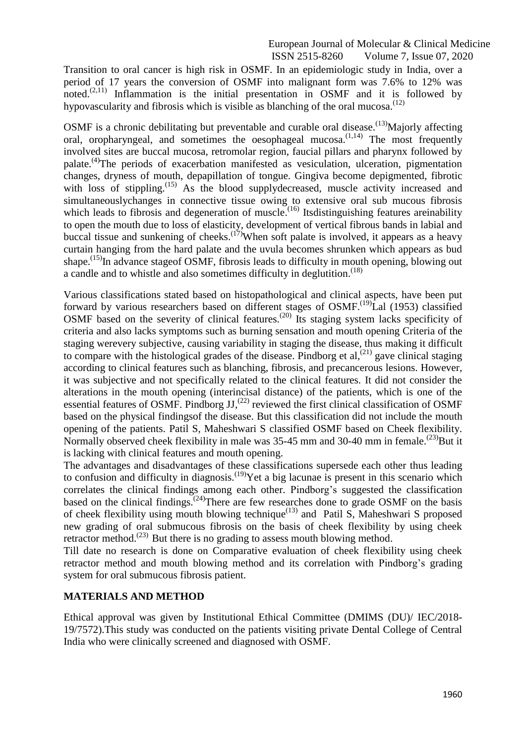Transition to oral cancer is high risk in OSMF. In an epidemiologic study in India, over a period of 17 years the conversion of OSMF into malignant form was 7.6% to 12% was noted.[2,11] Inflammation is the initial presentation in OSMF and it is followed by hypovascularity and fibrosis which is visible as blanching of the oral mucosa.[12]

OSMF is a chronic debilitating but preventable and curable oral disease.[13]Majorly affecting oral, oropharyngeal, and sometimes the oesophageal mucosa.[1,14] The most frequently involved sites are buccal mucosa, retromolar region, faucial pillars and pharynx followed by palate.[4]The periods of exacerbation manifested as vesiculation, ulceration, pigmentation changes, dryness of mouth, depapillation of tongue. Gingiva become depigmented, fibrotic with loss of stippling.[15] As the blood supplydecreased, muscle activity increased and simultaneouslychanges in connective tissue owing to extensive oral sub mucous fibrosis which leads to fibrosis and degeneration of muscle.[16] Itsdistinguishing features areinability to open the mouth due to loss of elasticity, development of vertical fibrous bands in labial and buccal tissue and sunkening of cheeks.[17]When soft palate is involved, it appears as a heavy curtain hanging from the hard palate and the uvula becomes shrunken which appears as bud shape.[15]In advance stageof OSMF, fibrosis leads to difficulty in mouth opening, blowing out a candle and to whistle and also sometimes difficulty in deglutition.[18]

Various classifications stated based on histopathological and clinical aspects, have been put forward by various researchers based on different stages of OSMF.[19]Lal (1953) classified OSMF based on the severity of clinical features.[20] Its staging system lacks specificity of criteria and also lacks symptoms such as burning sensation and mouth opening Criteria of the staging werevery subjective, causing variability in staging the disease, thus making it difficult to compare with the histological grades of the disease. Pindborg et al,[21] gave clinical staging according to clinical features such as blanching, fibrosis, and precancerous lesions. However, it was subjective and not specifically related to the clinical features. It did not consider the alterations in the mouth opening (interincisal distance) of the patients, which is one of the essential features of OSMF. Pindborg JJ,[22] reviewed the first clinical classification of OSMF based on the physical findingsof the disease. But this classification did not include the mouth opening of the patients. Patil S, Maheshwari S classified OSMF based on Cheek flexibility. Normally observed cheek flexibility in male was 35-45 mm and 30-40 mm in female.[23]But it is lacking with clinical features and mouth opening.

The advantages and disadvantages of these classifications supersede each other thus leading to confusion and difficulty in diagnosis.[19]Yet a big lacunae is present in this scenario which correlates the clinical findings among each other. Pindborg's suggested the classification based on the clinical findings.[24]There are few researches done to grade OSMF on the basis of cheek flexibility using mouth blowing technique[13] and Patil S, Maheshwari S proposed new grading of oral submucous fibrosis on the basis of cheek flexibility by using cheek retractor method.[23] But there is no grading to assess mouth blowing method.

Till date no research is done on Comparative evaluation of cheek flexibility using cheek retractor method and mouth blowing method and its correlation with Pindborg's grading system for oral submucous fibrosis patient.

## MATERIALS AND METHOD

Ethical approval was given by Institutional Ethical Committee (DMIMS (DU)/ IEC/2018-19/7572).This study was conducted on the patients visiting private Dental College of Central India who were clinically screened and diagnosed with OSMF.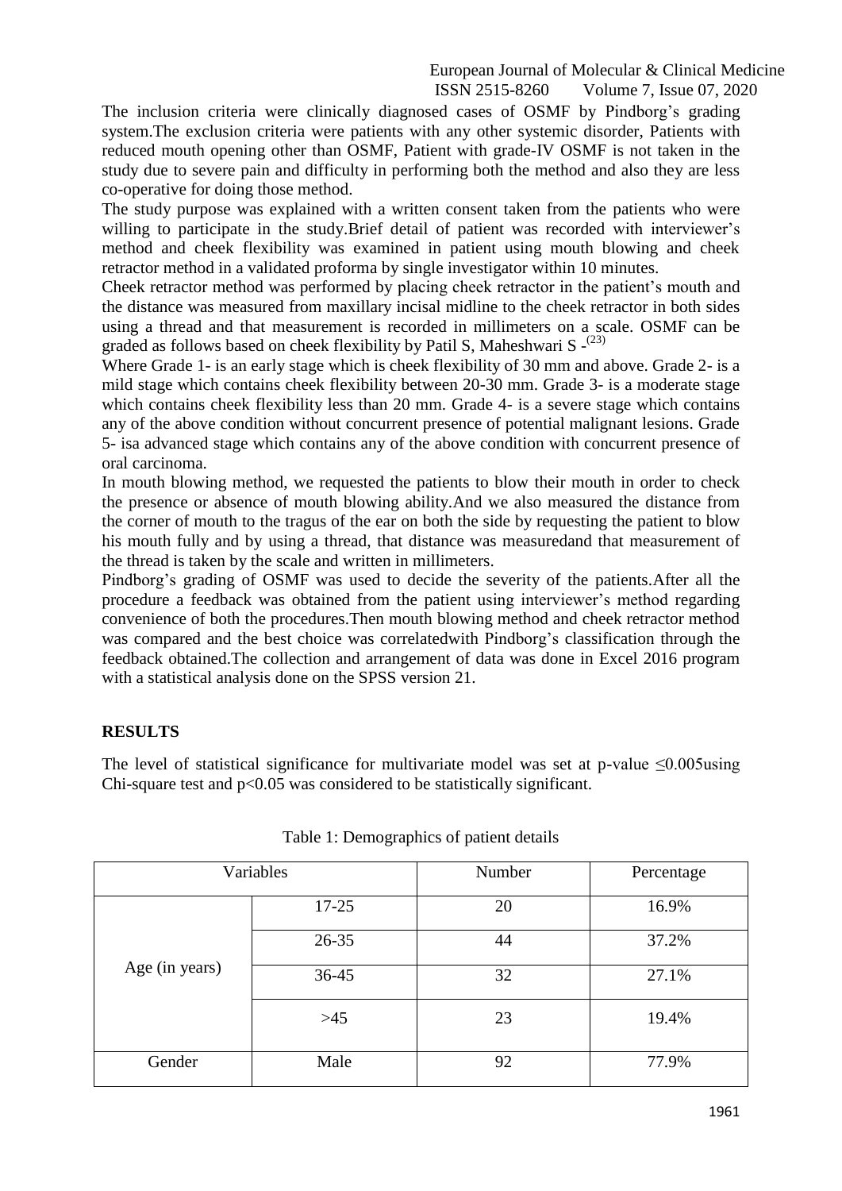The inclusion criteria were clinically diagnosed cases of OSMF by Pindborg's grading system.The exclusion criteria were patients with any other systemic disorder, Patients with reduced mouth opening other than OSMF, Patient with grade-IV OSMF is not taken in the study due to severe pain and difficulty in performing both the method and also they are less co-operative for doing those method.

The study purpose was explained with a written consent taken from the patients who were willing to participate in the study.Brief detail of patient was recorded with interviewer's method and cheek flexibility was examined in patient using mouth blowing and cheek retractor method in a validated proforma by single investigator within 10 minutes.

Cheek retractor method was performed by placing cheek retractor in the patient's mouth and the distance was measured from maxillary incisal midline to the cheek retractor in both sides using a thread and that measurement is recorded in millimeters on a scale. OSMF can be graded as follows based on cheek flexibility by Patil S, Maheshwari S -[(23)]

Where Grade 1- is an early stage which is cheek flexibility of 30 mm and above. Grade 2- is a mild stage which contains cheek flexibility between 20-30 mm. Grade 3- is a moderate stage which contains cheek flexibility less than 20 mm. Grade 4- is a severe stage which contains any of the above condition without concurrent presence of potential malignant lesions. Grade 5- isa advanced stage which contains any of the above condition with concurrent presence of oral carcinoma.

In mouth blowing method, we requested the patients to blow their mouth in order to check the presence or absence of mouth blowing ability.And we also measured the distance from the corner of mouth to the tragus of the ear on both the side by requesting the patient to blow his mouth fully and by using a thread, that distance was measuredand that measurement of the thread is taken by the scale and written in millimeters.

Pindborg's grading of OSMF was used to decide the severity of the patients.After all the procedure a feedback was obtained from the patient using interviewer's method regarding convenience of both the procedures.Then mouth blowing method and cheek retractor method was compared and the best choice was correlatedwith Pindborg's classification through the feedback obtained.The collection and arrangement of data was done in Excel 2016 program with a statistical analysis done on the SPSS version 21.

## RESULTS

The level of statistical significance for multivariate model was set at p-value $\leq 0.005$using Chi-square test and $p<0.05$ was considered to be statistically significant.

Table 1: Demographics of patient details

| Variables | | Number | Percentage |
|---|---|---|---|
| Age (in years) | 17-25 | 20 | 16.9% |
| | 26-35 | 44 | 37.2% |
| | 36-45 | 32 | 27.1% |
| | >45 | 23 | 19.4% |
| Gender | Male | 92 | 77.9% |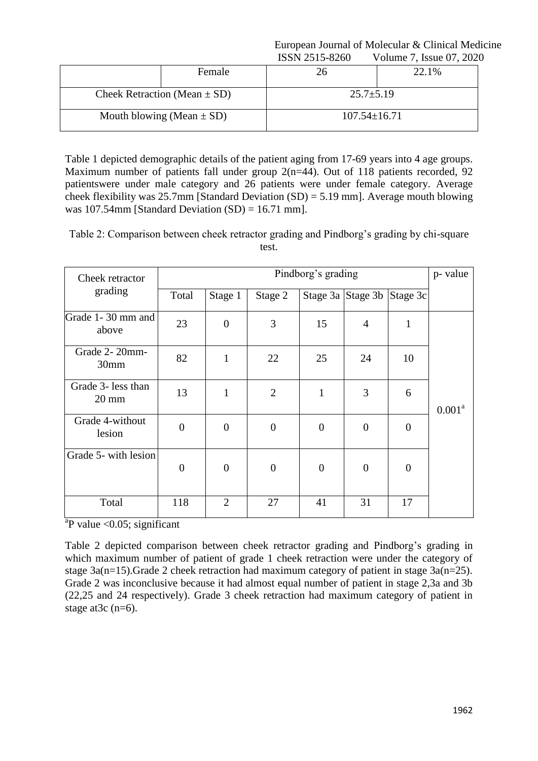| | Female | 26 | 22.1% |
|---|---|---|---|
| Cheek Retraction (Mean ± SD) | | 25.7±5.19 | |
| Mouth blowing (Mean ± SD) | | 107.54±16.71 | |

Table 1 depicted demographic details of the patient aging from 17-69 years into 4 age groups. Maximum number of patients fall under group 2(n=44). Out of 118 patients recorded, 92 patientswere under male category and 26 patients were under female category. Average cheek flexibility was 25.7mm [Standard Deviation (SD) = 5.19 mm]. Average mouth blowing was 107.54mm [Standard Deviation (SD) = 16.71 mm].

Table 2: Comparison between cheek retractor grading and Pindborg's grading by chi-square test.

| Cheek retractor grading | Pindborg's grading | | | | | | p- value |
|---|---|---|---|---|---|---|---|
| | Total | Stage 1 | Stage 2 | Stage 3a | Stage 3b | Stage 3c | |
| Grade 1- 30 mm and above | 23 | 0 | 3 | 15 | 4 | 1 | $0.001^a$ |
| Grade 2- 20mm- 30mm | 82 | 1 | 22 | 25 | 24 | 10 | |
| Grade 3- less than 20 mm | 13 | 1 | 2 | 1 | 3 | 6 | |
| Grade 4-without lesion | 0 | 0 | 0 | 0 | 0 | 0 | |
| Grade 5- with lesion | 0 | 0 | 0 | 0 | 0 | 0 | |
| Total | 118 | 2 | 27 | 41 | 31 | 17 | |

[a]P value <0.05; significant

Table 2 depicted comparison between cheek retractor grading and Pindborg's grading in which maximum number of patient of grade 1 cheek retraction were under the category of stage 3a(n=15).Grade 2 cheek retraction had maximum category of patient in stage 3a(n=25). Grade 2 was inconclusive because it had almost equal number of patient in stage 2,3a and 3b (22,25 and 24 respectively). Grade 3 cheek retraction had maximum category of patient in stage at3c (n=6).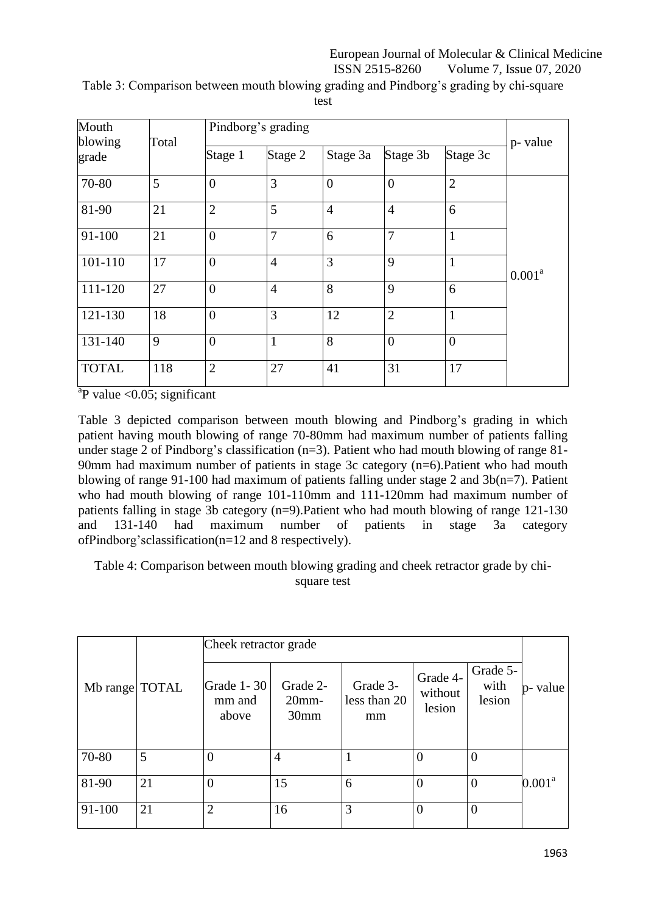Table 3: Comparison between mouth blowing grading and Pindborg's grading by chi-square test

| Mouth blowing grade | Total | Pindborg's grading | | | | | p- value |
|---|---|---|---|---|---|---|---|
| | | Stage 1 | Stage 2 | Stage 3a | Stage 3b | Stage 3c | |
| 70-80 | 5 | 0 | 3 | 0 | 0 | 2 | 0.001[a] |
| 81-90 | 21 | 2 | 5 | 4 | 4 | 6 | |
| 91-100 | 21 | 0 | 7 | 6 | 7 | 1 | |
| 101-110 | 17 | 0 | 4 | 3 | 9 | 1 | |
| 111-120 | 27 | 0 | 4 | 8 | 9 | 6 | |
| 121-130 | 18 | 0 | 3 | 12 | 2 | 1 | |
| 131-140 | 9 | 0 | 1 | 8 | 0 | 0 | |
| TOTAL | 118 | 2 | 27 | 41 | 31 | 17 | |

[a]P value <0.05; significant

Table 3 depicted comparison between mouth blowing and Pindborg's grading in which patient having mouth blowing of range 70-80mm had maximum number of patients falling under stage 2 of Pindborg's classification (n=3). Patient who had mouth blowing of range 81-90mm had maximum number of patients in stage 3c category (n=6).Patient who had mouth blowing of range 91-100 had maximum of patients falling under stage 2 and 3b(n=7). Patient who had mouth blowing of range 101-110mm and 111-120mm had maximum number of patients falling in stage 3b category (n=9).Patient who had mouth blowing of range 121-130 and 131-140 had maximum number of patients in stage 3a category ofPindborg'sclassification(n=12 and 8 respectively).

Table 4: Comparison between mouth blowing grading and cheek retractor grade by chi-square test

| Mb range | TOTAL | Cheek retractor grade | | | | | p- value |
|---|---|---|---|---|---|---|---|
| | | Grade 1- 30 mm and above | Grade 2- 20mm-30mm | Grade 3- less than 20 mm | Grade 4- without lesion | Grade 5- with lesion | |
| 70-80 | 5 | 0 | 4 | 1 | 0 | 0 | 0.001[a] |
| 81-90 | 21 | 0 | 15 | 6 | 0 | 0 | |
| 91-100 | 21 | 2 | 16 | 3 | 0 | 0 | |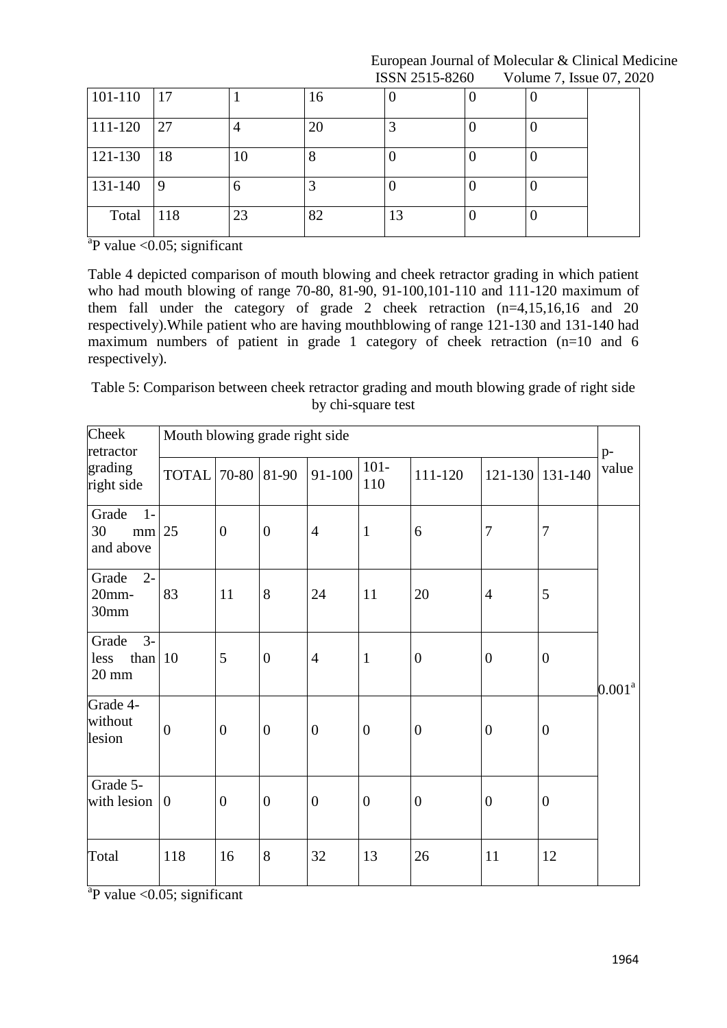| 101-110 | 17 | 1 | 16 | 0 | 0 | 0 | |
|---|---|---|---|---|---|---|---|
| 111-120 | 27 | 4 | 20 | 3 | 0 | 0 | |
| 121-130 | 18 | 10 | 8 | 0 | 0 | 0 | |
| 131-140 | 9 | 6 | 3 | 0 | 0 | 0 | |
| Total | 118 | 23 | 82 | 13 | 0 | 0 | |

[a]P value <0.05; significant

Table 4 depicted comparison of mouth blowing and cheek retractor grading in which patient who had mouth blowing of range 70-80, 81-90, 91-100,101-110 and 111-120 maximum of them fall under the category of grade 2 cheek retraction (n=4,15,16,16 and 20 respectively).While patient who are having mouthblowing of range 121-130 and 131-140 had maximum numbers of patient in grade 1 category of cheek retraction (n=10 and 6 respectively).

Table 5: Comparison between cheek retractor grading and mouth blowing grade of right side by chi-square test

| Cheek retractor grading right side | Mouth blowing grade right side | | | | | | | | p-value |
|---|---|---|---|---|---|---|---|---|---|
| | TOTAL | 70-80 | 81-90 | 91-100 | 101-110 | 111-120 | 121-130 | 131-140 | |
| Grade 1- 30 mm and above | 25 | 0 | 0 | 4 | 1 | 6 | 7 | 7 | 0.001[a] |
| Grade 2- 20mm-30mm | 83 | 11 | 8 | 24 | 11 | 20 | 4 | 5 | |
| Grade 3- less than 20 mm | 10 | 5 | 0 | 4 | 1 | 0 | 0 | 0 | |
| Grade 4- without lesion | 0 | 0 | 0 | 0 | 0 | 0 | 0 | 0 | |
| Grade 5- with lesion | 0 | 0 | 0 | 0 | 0 | 0 | 0 | 0 | |
| Total | 118 | 16 | 8 | 32 | 13 | 26 | 11 | 12 | |

[a]P value <0.05; significant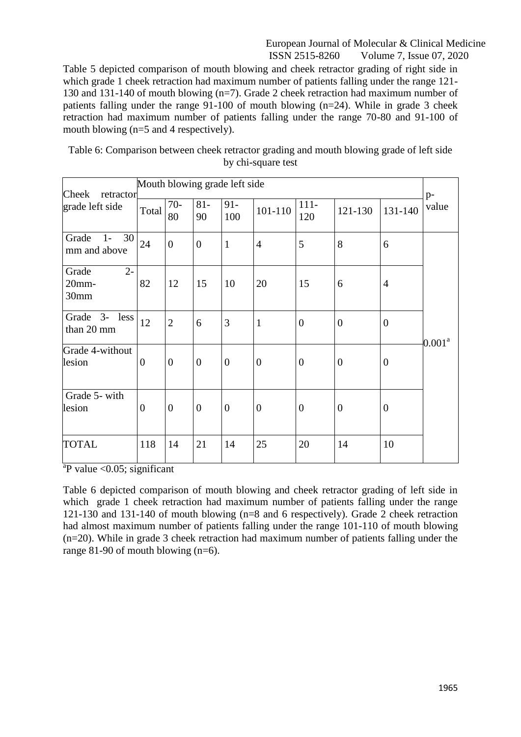Table 5 depicted comparison of mouth blowing and cheek retractor grading of right side in which grade 1 cheek retraction had maximum number of patients falling under the range 121-130 and 131-140 of mouth blowing (n=7). Grade 2 cheek retraction had maximum number of patients falling under the range 91-100 of mouth blowing (n=24). While in grade 3 cheek retraction had maximum number of patients falling under the range 70-80 and 91-100 of mouth blowing (n=5 and 4 respectively).

Table 6: Comparison between cheek retractor grading and mouth blowing grade of left side by chi-square test

| Cheek retractor grade left side | Mouth blowing grade left side | | | | | | | | p-value |
|---|---|---|---|---|---|---|---|---|---|
| | Total | 70-80 | 81-90 | 91-100 | 101-110 | 111-120 | 121-130 | 131-140 | |
| Grade 1- 30 mm and above | 24 | 0 | 0 | 1 | 4 | 5 | 8 | 6 | 0.001[a] |
| Grade 2- 20mm-30mm | 82 | 12 | 15 | 10 | 20 | 15 | 6 | 4 | |
| Grade 3- less than 20 mm | 12 | 2 | 6 | 3 | 1 | 0 | 0 | 0 | |
| Grade 4-without lesion | 0 | 0 | 0 | 0 | 0 | 0 | 0 | 0 | |
| Grade 5- with lesion | 0 | 0 | 0 | 0 | 0 | 0 | 0 | 0 | |
| TOTAL | 118 | 14 | 21 | 14 | 25 | 20 | 14 | 10 | |

[a]P value <0.05; significant

Table 6 depicted comparison of mouth blowing and cheek retractor grading of left side in which grade 1 cheek retraction had maximum number of patients falling under the range 121-130 and 131-140 of mouth blowing (n=8 and 6 respectively). Grade 2 cheek retraction had almost maximum number of patients falling under the range 101-110 of mouth blowing (n=20). While in grade 3 cheek retraction had maximum number of patients falling under the range 81-90 of mouth blowing (n=6).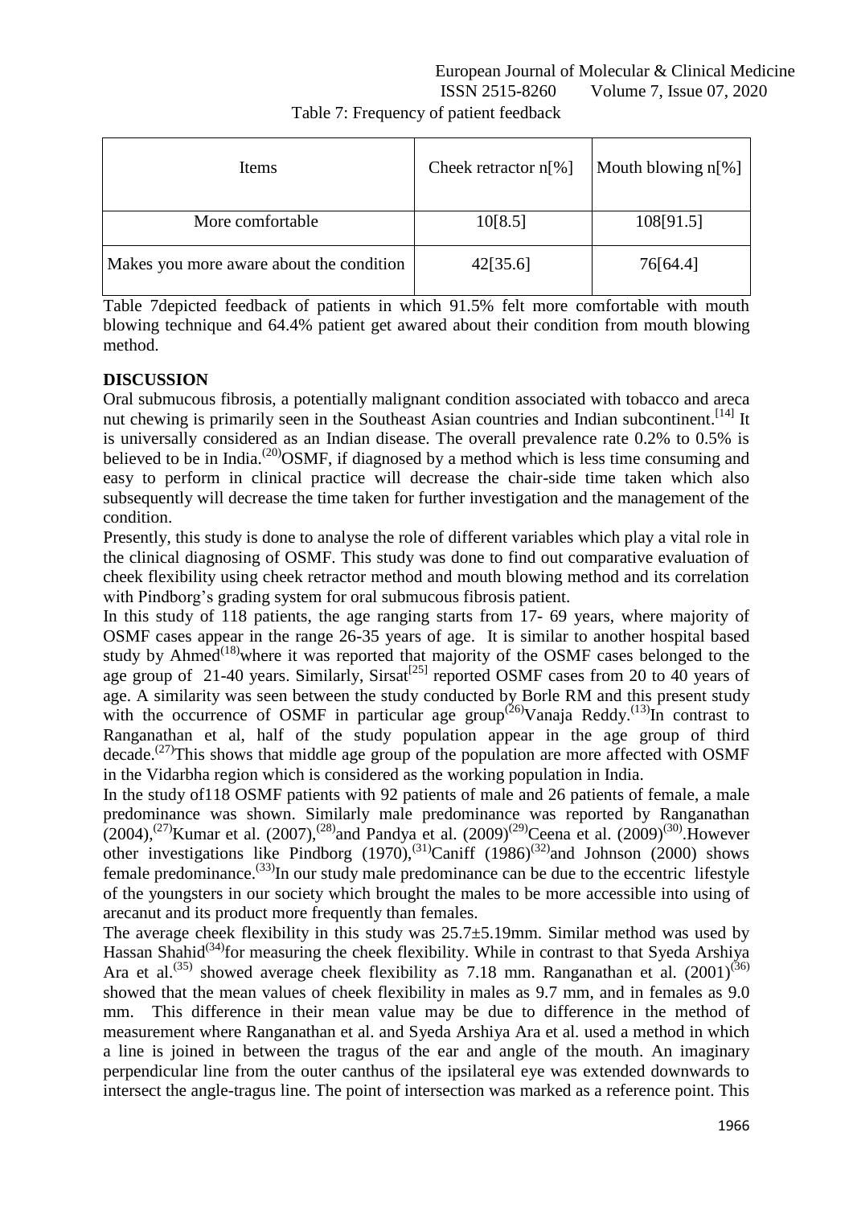Table 7: Frequency of patient feedback

| Items | Cheek retractor n[%] | Mouth blowing n[%] |
|---|---|---|
| More comfortable | 10[8.5] | 108[91.5] |
| Makes you more aware about the condition | 42[35.6] | 76[64.4] |

Table 7depicted feedback of patients in which 91.5% felt more comfortable with mouth blowing technique and 64.4% patient get awared about their condition from mouth blowing method.

## DISCUSSION

Oral submucous fibrosis, a potentially malignant condition associated with tobacco and areca nut chewing is primarily seen in the Southeast Asian countries and Indian subcontinent.[14] It is universally considered as an Indian disease. The overall prevalence rate 0.2% to 0.5% is believed to be in India.(20)OSMF, if diagnosed by a method which is less time consuming and easy to perform in clinical practice will decrease the chair-side time taken which also subsequently will decrease the time taken for further investigation and the management of the condition.

Presently, this study is done to analyse the role of different variables which play a vital role in the clinical diagnosing of OSMF. This study was done to find out comparative evaluation of cheek flexibility using cheek retractor method and mouth blowing method and its correlation with Pindborg's grading system for oral submucous fibrosis patient.

In this study of 118 patients, the age ranging starts from 17- 69 years, where majority of OSMF cases appear in the range 26-35 years of age. It is similar to another hospital based study by Ahmed(18)where it was reported that majority of the OSMF cases belonged to the age group of 21-40 years. Similarly, Sirsat[25] reported OSMF cases from 20 to 40 years of age. A similarity was seen between the study conducted by Borle RM and this present study with the occurrence of OSMF in particular age group(26)Vanaja Reddy.(13)In contrast to Ranganathan et al, half of the study population appear in the age group of third decade.(27)This shows that middle age group of the population are more affected with OSMF in the Vidarbha region which is considered as the working population in India.

In the study of118 OSMF patients with 92 patients of male and 26 patients of female, a male predominance was shown. Similarly male predominance was reported by Ranganathan (2004),(27)Kumar et al. (2007),(28)and Pandya et al. (2009)(29)Ceena et al. (2009)(30).However other investigations like Pindborg (1970),(31)Caniff (1986)(32)and Johnson (2000) shows female predominance.(33)In our study male predominance can be due to the eccentric lifestyle of the youngsters in our society which brought the males to be more accessible into using of arecanut and its product more frequently than females.

The average cheek flexibility in this study was 25.7±5.19mm. Similar method was used by Hassan Shahid(34)for measuring the cheek flexibility. While in contrast to that Syeda Arshiya Ara et al.(35) showed average cheek flexibility as 7.18 mm. Ranganathan et al. (2001)(36) showed that the mean values of cheek flexibility in males as 9.7 mm, and in females as 9.0 mm. This difference in their mean value may be due to difference in the method of measurement where Ranganathan et al. and Syeda Arshiya Ara et al. used a method in which a line is joined in between the tragus of the ear and angle of the mouth. An imaginary perpendicular line from the outer canthus of the ipsilateral eye was extended downwards to intersect the angle-tragus line. The point of intersection was marked as a reference point. This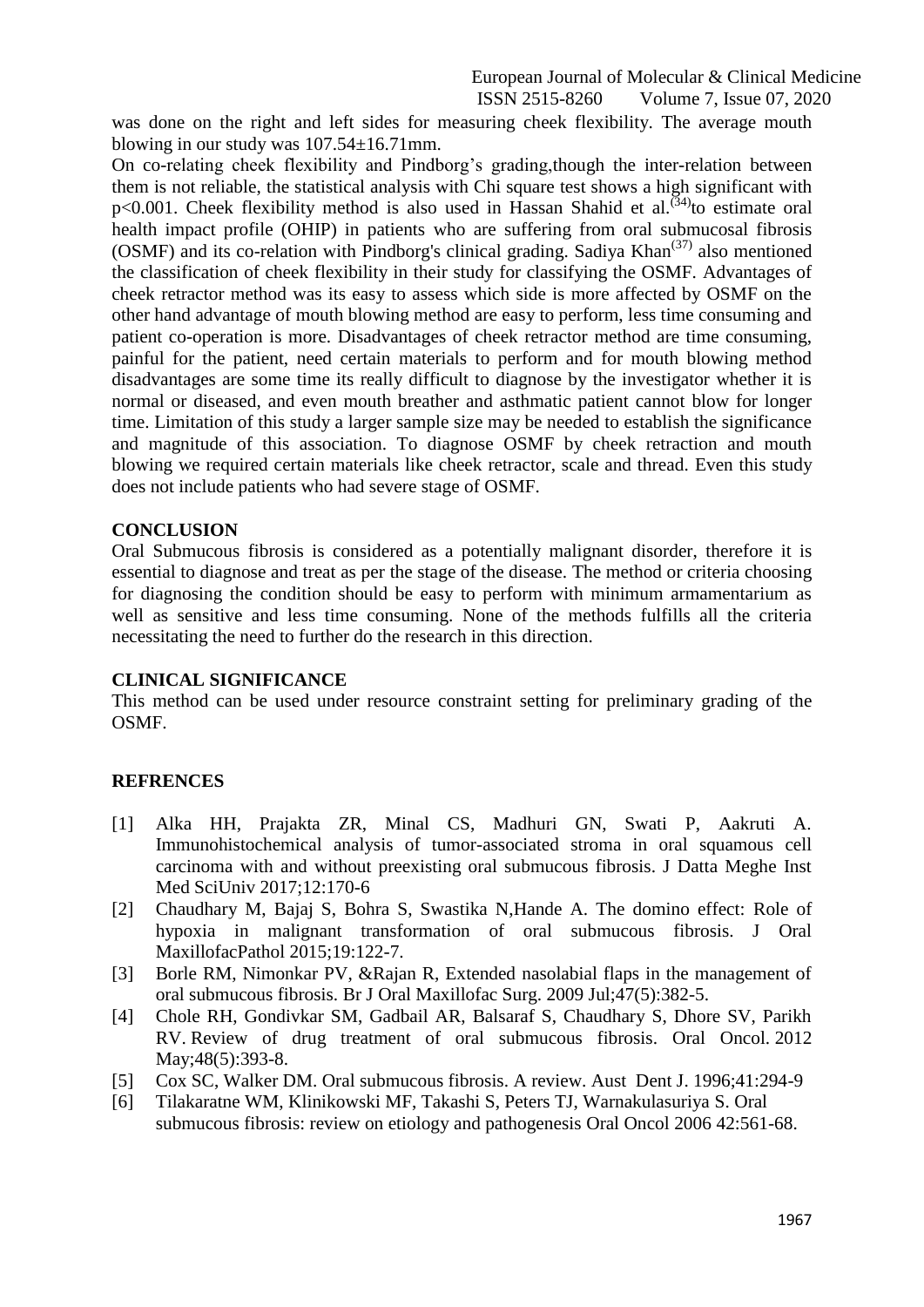was done on the right and left sides for measuring cheek flexibility. The average mouth blowing in our study was 107.54±16.71mm.

On co-relating cheek flexibility and Pindborg's grading,though the inter-relation between them is not reliable, the statistical analysis with Chi square test shows a high significant with $p<0.001$. Cheek flexibility method is also used in Hassan Shahid et al.[34]to estimate oral health impact profile (OHIP) in patients who are suffering from oral submucosal fibrosis (OSMF) and its co-relation with Pindborg's clinical grading. Sadiya Khan[37] also mentioned the classification of cheek flexibility in their study for classifying the OSMF. Advantages of cheek retractor method was its easy to assess which side is more affected by OSMF on the other hand advantage of mouth blowing method are easy to perform, less time consuming and patient co-operation is more. Disadvantages of cheek retractor method are time consuming, painful for the patient, need certain materials to perform and for mouth blowing method disadvantages are some time its really difficult to diagnose by the investigator whether it is normal or diseased, and even mouth breather and asthmatic patient cannot blow for longer time. Limitation of this study a larger sample size may be needed to establish the significance and magnitude of this association. To diagnose OSMF by cheek retraction and mouth blowing we required certain materials like cheek retractor, scale and thread. Even this study does not include patients who had severe stage of OSMF.

## CONCLUSION

Oral Submucous fibrosis is considered as a potentially malignant disorder, therefore it is essential to diagnose and treat as per the stage of the disease. The method or criteria choosing for diagnosing the condition should be easy to perform with minimum armamentarium as well as sensitive and less time consuming. None of the methods fulfills all the criteria necessitating the need to further do the research in this direction.

## CLINICAL SIGNIFICANCE

This method can be used under resource constraint setting for preliminary grading of the OSMF.

## REFRENCES

[1] Alka HH, Prajakta ZR, Minal CS, Madhuri GN, Swati P, Aakruti A. Immunohistochemical analysis of tumor-associated stroma in oral squamous cell carcinoma with and without preexisting oral submucous fibrosis. J Datta Meghe Inst Med SciUniv 2017;12:170-6

[2] Chaudhary M, Bajaj S, Bohra S, Swastika N,Hande A. The domino effect: Role of hypoxia in malignant transformation of oral submucous fibrosis. J Oral MaxillofacPathol 2015;19:122-7.

[3] Borle RM, Nimonkar PV, &Rajan R, Extended nasolabial flaps in the management of oral submucous fibrosis. Br J Oral Maxillofac Surg. 2009 Jul;47(5):382-5.

[4] Chole RH, Gondivkar SM, Gadbail AR, Balsaraf S, Chaudhary S, Dhore SV, Parikh RV. Review of drug treatment of oral submucous fibrosis. Oral Oncol. 2012 May;48(5):393-8.

[5] Cox SC, Walker DM. Oral submucous fibrosis. A review. Aust Dent J. 1996;41:294-9

[6] Tilakaratne WM, Klinikowski MF, Takashi S, Peters TJ, Warnakulasuriya S. Oral submucous fibrosis: review on etiology and pathogenesis Oral Oncol 2006 42:561-68.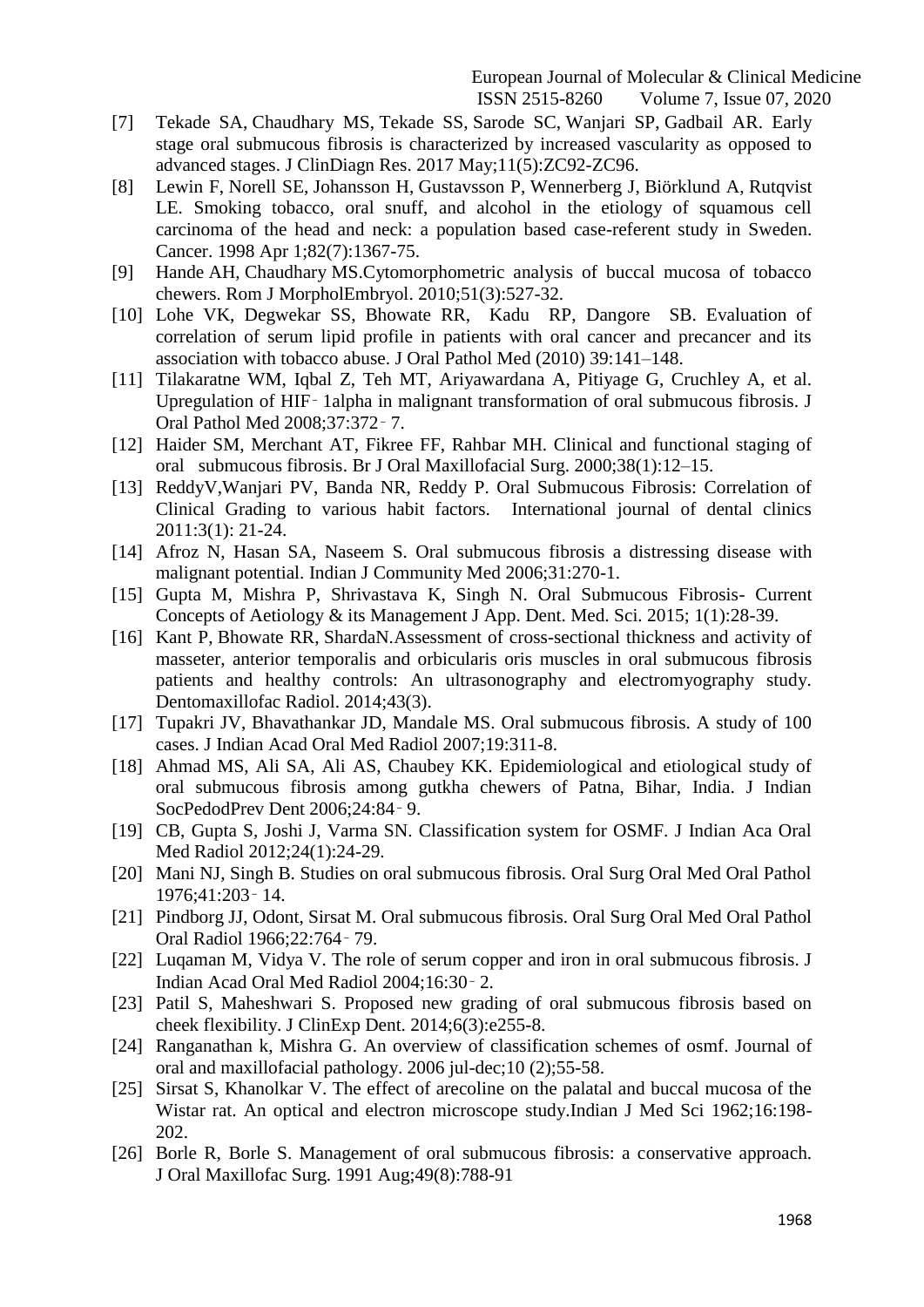[7] Tekade SA, Chaudhary MS, Tekade SS, Sarode SC, Wanjari SP, Gadbail AR. Early stage oral submucous fibrosis is characterized by increased vascularity as opposed to advanced stages. J ClinDiagn Res. 2017 May;11(5):ZC92-ZC96.

[8] Lewin F, Norell SE, Johansson H, Gustavsson P, Wennerberg J, Biörklund A, Rutqvist LE. Smoking tobacco, oral snuff, and alcohol in the etiology of squamous cell carcinoma of the head and neck: a population based case-referent study in Sweden. Cancer. 1998 Apr 1;82(7):1367-75.

[9] Hande AH, Chaudhary MS.Cytomorphometric analysis of buccal mucosa of tobacco chewers. Rom J MorpholEmbryol. 2010;51(3):527-32.

[10] Lohe VK, Degwekar SS, Bhowate RR, Kadu RP, Dangore SB. Evaluation of correlation of serum lipid profile in patients with oral cancer and precancer and its association with tobacco abuse. J Oral Pathol Med (2010) 39:141–148.

[11] Tilakaratne WM, Iqbal Z, Teh MT, Ariyawardana A, Pitiyage G, Cruchley A, et al. Upregulation of HIF‑1alpha in malignant transformation of oral submucous fibrosis. J Oral Pathol Med 2008;37:372‑7.

[12] Haider SM, Merchant AT, Fikree FF, Rahbar MH. Clinical and functional staging of oral submucous fibrosis. Br J Oral Maxillofacial Surg. 2000;38(1):12–15.

[13] ReddyV,Wanjari PV, Banda NR, Reddy P. Oral Submucous Fibrosis: Correlation of Clinical Grading to various habit factors. International journal of dental clinics 2011:3(1): 21-24.

[14] Afroz N, Hasan SA, Naseem S. Oral submucous fibrosis a distressing disease with malignant potential. Indian J Community Med 2006;31:270-1.

[15] Gupta M, Mishra P, Shrivastava K, Singh N. Oral Submucous Fibrosis- Current Concepts of Aetiology & its Management J App. Dent. Med. Sci. 2015; 1(1):28-39.

[16] Kant P, Bhowate RR, ShardaN.Assessment of cross-sectional thickness and activity of masseter, anterior temporalis and orbicularis oris muscles in oral submucous fibrosis patients and healthy controls: An ultrasonography and electromyography study. Dentomaxillofac Radiol. 2014;43(3).

[17] Tupakri JV, Bhavathankar JD, Mandale MS. Oral submucous fibrosis. A study of 100 cases. J Indian Acad Oral Med Radiol 2007;19:311-8.

[18] Ahmad MS, Ali SA, Ali AS, Chaubey KK. Epidemiological and etiological study of oral submucous fibrosis among gutkha chewers of Patna, Bihar, India. J Indian SocPedodPrev Dent 2006;24:84‑9.

[19] CB, Gupta S, Joshi J, Varma SN. Classification system for OSMF. J Indian Aca Oral Med Radiol 2012;24(1):24-29.

[20] Mani NJ, Singh B. Studies on oral submucous fibrosis. Oral Surg Oral Med Oral Pathol 1976;41:203‑14.

[21] Pindborg JJ, Odont, Sirsat M. Oral submucous fibrosis. Oral Surg Oral Med Oral Pathol Oral Radiol 1966;22:764‑79.

[22] Luqaman M, Vidya V. The role of serum copper and iron in oral submucous fibrosis. J Indian Acad Oral Med Radiol 2004;16:30‑2.

[23] Patil S, Maheshwari S. Proposed new grading of oral submucous fibrosis based on cheek flexibility. J ClinExp Dent. 2014;6(3):e255-8.

[24] Ranganathan k, Mishra G. An overview of classification schemes of osmf. Journal of oral and maxillofacial pathology. 2006 jul-dec;10 (2);55-58.

[25] Sirsat S, Khanolkar V. The effect of arecoline on the palatal and buccal mucosa of the Wistar rat. An optical and electron microscope study.Indian J Med Sci 1962;16:198-202.

[26] Borle R, Borle S. Management of oral submucous fibrosis: a conservative approach. J Oral Maxillofac Surg. 1991 Aug;49(8):788-91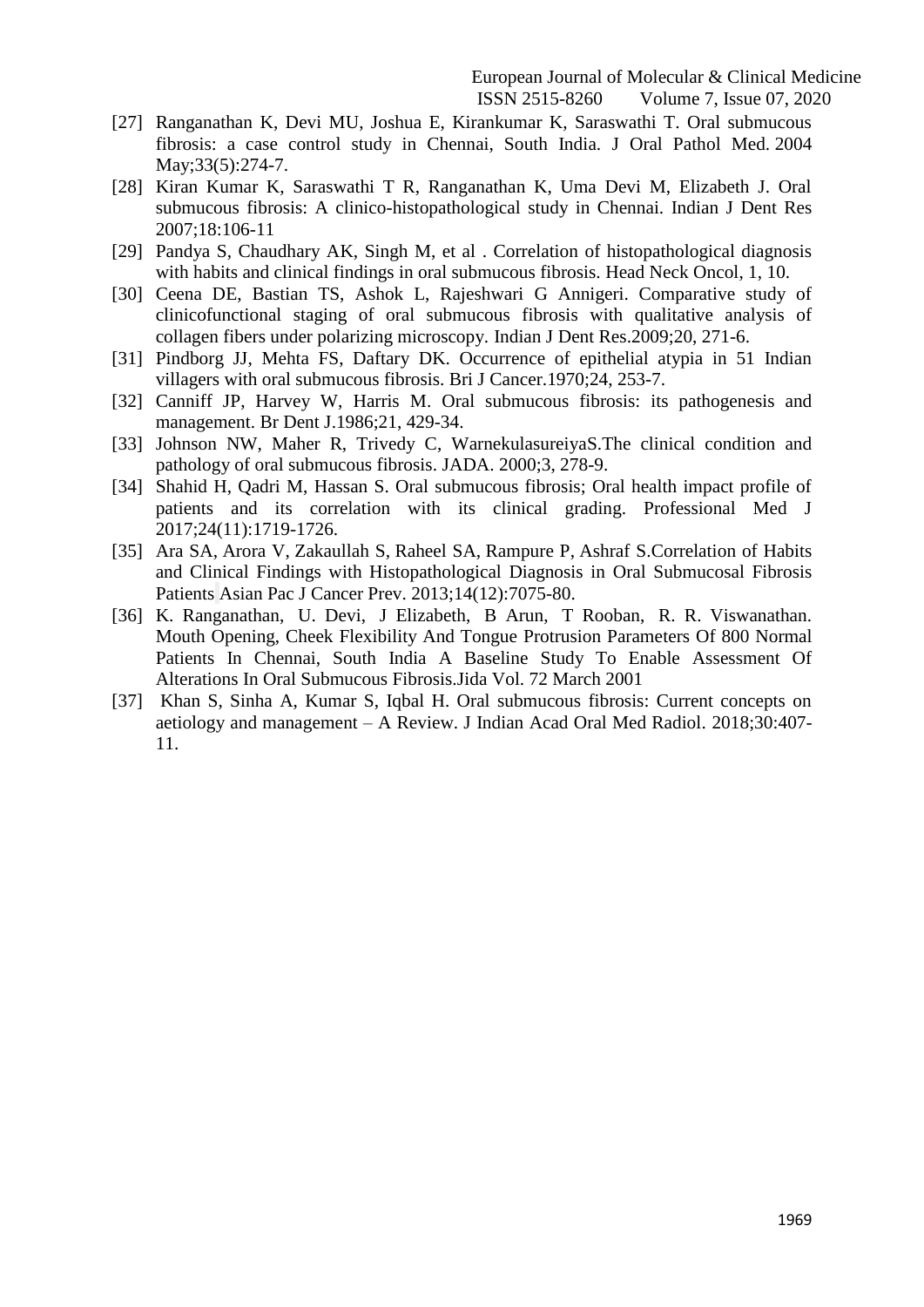[27] Ranganathan K, Devi MU, Joshua E, Kirankumar K, Saraswathi T. Oral submucous fibrosis: a case control study in Chennai, South India. J Oral Pathol Med. 2004 May;33(5):274-7.

[28] Kiran Kumar K, Saraswathi T R, Ranganathan K, Uma Devi M, Elizabeth J. Oral submucous fibrosis: A clinico-histopathological study in Chennai. Indian J Dent Res 2007;18:106-11

[29] Pandya S, Chaudhary AK, Singh M, et al . Correlation of histopathological diagnosis with habits and clinical findings in oral submucous fibrosis. Head Neck Oncol, 1, 10.

[30] Ceena DE, Bastian TS, Ashok L, Rajeshwari G Annigeri. Comparative study of clinicofunctional staging of oral submucous fibrosis with qualitative analysis of collagen fibers under polarizing microscopy. Indian J Dent Res.2009;20, 271-6.

[31] Pindborg JJ, Mehta FS, Daftary DK. Occurrence of epithelial atypia in 51 Indian villagers with oral submucous fibrosis. Bri J Cancer.1970;24, 253-7.

[32] Canniff JP, Harvey W, Harris M. Oral submucous fibrosis: its pathogenesis and management. Br Dent J.1986;21, 429-34.

[33] Johnson NW, Maher R, Trivedy C, WarnekulasureiyaS.The clinical condition and pathology of oral submucous fibrosis. JADA. 2000;3, 278-9.

[34] Shahid H, Qadri M, Hassan S. Oral submucous fibrosis; Oral health impact profile of patients and its correlation with its clinical grading. Professional Med J 2017;24(11):1719-1726.

[35] Ara SA, Arora V, Zakaullah S, Raheel SA, Rampure P, Ashraf S.Correlation of Habits and Clinical Findings with Histopathological Diagnosis in Oral Submucosal Fibrosis Patients Asian Pac J Cancer Prev. 2013;14(12):7075-80.

[36] K. Ranganathan, U. Devi, J Elizabeth, B Arun, T Rooban, R. R. Viswanathan. Mouth Opening, Cheek Flexibility And Tongue Protrusion Parameters Of 800 Normal Patients In Chennai, South India A Baseline Study To Enable Assessment Of Alterations In Oral Submucous Fibrosis.Jida Vol. 72 March 2001

[37] Khan S, Sinha A, Kumar S, Iqbal H. Oral submucous fibrosis: Current concepts on aetiology and management – A Review. J Indian Acad Oral Med Radiol. 2018;30:407-11.